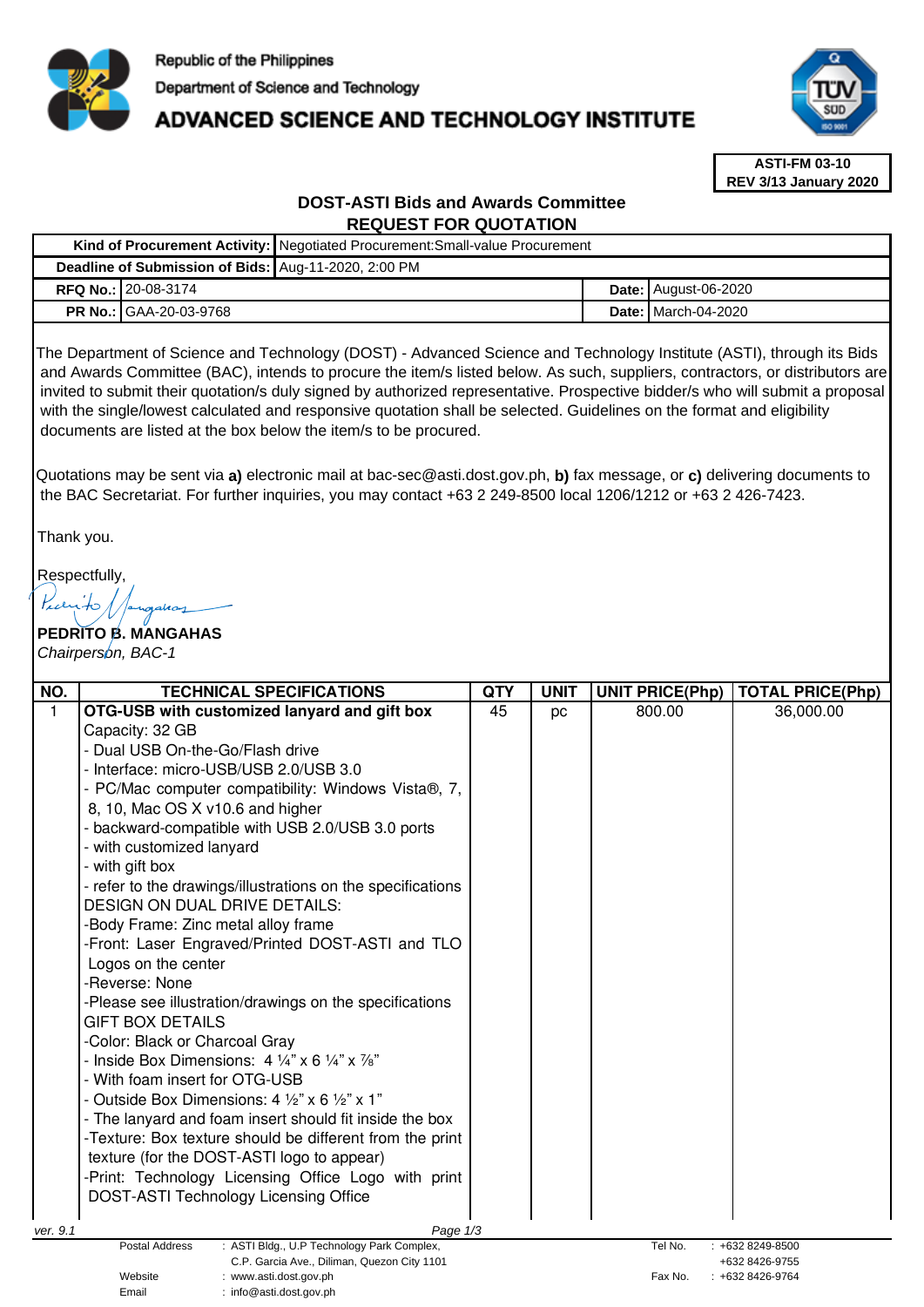Republic of the Philippines

Department of Science and Technology

# ADVANCED SCIENCE AND TECHNOLOGY INSTITUTE

**ASTI-FM 03-10**
**REV 3/13 January 2020**

## DOST-ASTI Bids and Awards Committee
## REQUEST FOR QUOTATION

| | | | |
|---|---|---|---|
| **Kind of Procurement Activity:** | Negotiated Procurement:Small-value Procurement | | |
| **Deadline of Submission of Bids:** | Aug-11-2020, 2:00 PM | | |
| **RFQ No.:** | 20-08-3174 | **Date:** | August-06-2020 |
| **PR No.:** | GAA-20-03-9768 | **Date:** | March-04-2020 |

The Department of Science and Technology (DOST) - Advanced Science and Technology Institute (ASTI), through its Bids and Awards Committee (BAC), intends to procure the item/s listed below. As such, suppliers, contractors, or distributors are invited to submit their quotation/s duly signed by authorized representative. Prospective bidder/s who will submit a proposal with the single/lowest calculated and responsive quotation shall be selected. Guidelines on the format and eligibility documents are listed at the box below the item/s to be procured.

Quotations may be sent via **a)** electronic mail at bac-sec@asti.dost.gov.ph, **b)** fax message, or **c)** delivering documents to the BAC Secretariat. For further inquiries, you may contact +63 2 249-8500 local 1206/1212 or +63 2 426-7423.

Thank you.

Respectfully,

**PEDRITO B. MANGAHAS**
*Chairperson, BAC-1*

| NO. | TECHNICAL SPECIFICATIONS | QTY | UNIT | UNIT PRICE(Php) | TOTAL PRICE(Php) |
|---|---|---|---|---|---|
| 1 | **OTG-USB with customized lanyard and gift box**<br>Capacity: 32 GB<br>- Dual USB On-the-Go/Flash drive<br>- Interface: micro-USB/USB 2.0/USB 3.0<br>- PC/Mac computer compatibility: Windows Vista®, 7, 8, 10, Mac OS X v10.6 and higher<br>- backward-compatible with USB 2.0/USB 3.0 ports<br>- with customized lanyard<br>- with gift box<br>- refer to the drawings/illustrations on the specifications<br>DESIGN ON DUAL DRIVE DETAILS:<br>-Body Frame: Zinc metal alloy frame<br>-Front: Laser Engraved/Printed DOST-ASTI and TLO Logos on the center<br>-Reverse: None<br>-Please see illustration/drawings on the specifications<br>GIFT BOX DETAILS<br>-Color: Black or Charcoal Gray<br>- Inside Box Dimensions: 4 ¼" x 6 ¼" x ⅞"<br>- With foam insert for OTG-USB<br>- Outside Box Dimensions: 4 ½" x 6 ½" x 1"<br>- The lanyard and foam insert should fit inside the box<br>-Texture: Box texture should be different from the print texture (for the DOST-ASTI logo to appear)<br>-Print: Technology Licensing Office Logo with print DOST-ASTI Technology Licensing Office | 45 | pc | 800.00 | 36,000.00 |

ver. 9.1

| | | | |
|---|---|---|---|
| Postal Address | : ASTI Bldg., U.P Technology Park Complex, C.P. Garcia Ave., Diliman, Quezon City 1101 | Tel No. | : +632 8249-8500<br>+632 8426-9755 |
| Website | : www.asti.dost.gov.ph | Fax No. | : +632 8426-9764 |
| Email | : info@asti.dost.gov.ph | | |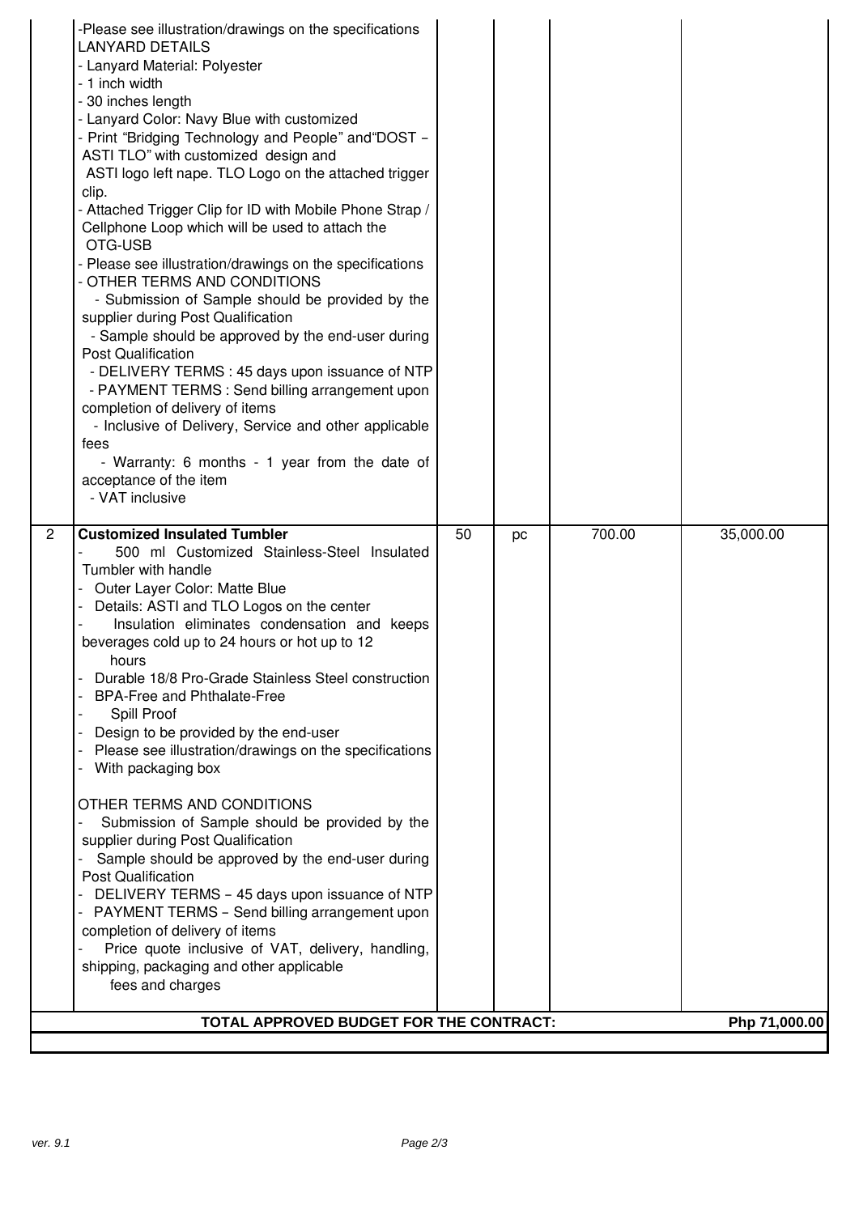| | | | | | |
|---|---|---|---|---|---|
| | -Please see illustration/drawings on the specifications<br>LANYARD DETAILS<br>- Lanyard Material: Polyester<br>- 1 inch width<br>- 30 inches length<br>- Lanyard Color: Navy Blue with customized<br>- Print "Bridging Technology and People" and"DOST – ASTI TLO" with customized design and ASTI logo left nape. TLO Logo on the attached trigger clip.<br>- Attached Trigger Clip for ID with Mobile Phone Strap / Cellphone Loop which will be used to attach the OTG-USB<br>- Please see illustration/drawings on the specifications<br>- OTHER TERMS AND CONDITIONS<br>- Submission of Sample should be provided by the supplier during Post Qualification<br>- Sample should be approved by the end-user during Post Qualification<br>- DELIVERY TERMS : 45 days upon issuance of NTP<br>- PAYMENT TERMS : Send billing arrangement upon completion of delivery of items<br>- Inclusive of Delivery, Service and other applicable fees<br>- Warranty: 6 months - 1 year from the date of acceptance of the item<br>- VAT inclusive | | | | |
| 2 | **Customized Insulated Tumbler**<br>- 500 ml Customized Stainless-Steel Insulated Tumbler with handle<br>- Outer Layer Color: Matte Blue<br>- Details: ASTI and TLO Logos on the center<br>- Insulation eliminates condensation and keeps beverages cold up to 24 hours or hot up to 12 hours<br>- Durable 18/8 Pro-Grade Stainless Steel construction<br>- BPA-Free and Phthalate-Free<br>- Spill Proof<br>- Design to be provided by the end-user<br>- Please see illustration/drawings on the specifications<br>- With packaging box<br><br>OTHER TERMS AND CONDITIONS<br>- Submission of Sample should be provided by the supplier during Post Qualification<br>- Sample should be approved by the end-user during Post Qualification<br>- DELIVERY TERMS – 45 days upon issuance of NTP<br>- PAYMENT TERMS – Send billing arrangement upon completion of delivery of items<br>- Price quote inclusive of VAT, delivery, handling, shipping, packaging and other applicable fees and charges | 50 | pc | 700.00 | 35,000.00 |
| | **TOTAL APPROVED BUDGET FOR THE CONTRACT:** | | | | **Php 71,000.00** |

ver. 9.1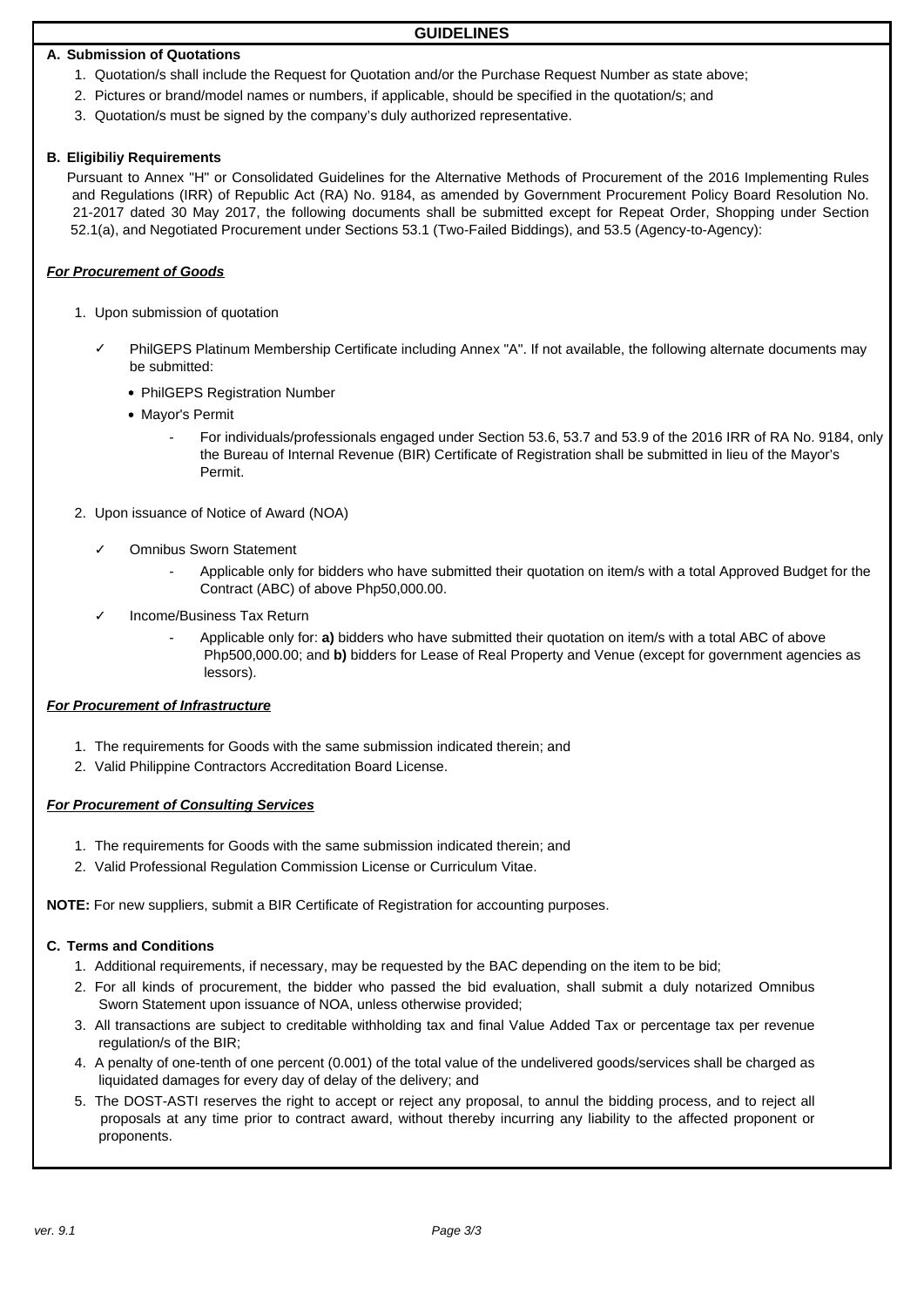# GUIDELINES

**A. Submission of Quotations**

1. Quotation/s shall include the Request for Quotation and/or the Purchase Request Number as state above;
2. Pictures or brand/model names or numbers, if applicable, should be specified in the quotation/s; and
3. Quotation/s must be signed by the company's duly authorized representative.

**B. Eligibiliy Requirements**

Pursuant to Annex "H" or Consolidated Guidelines for the Alternative Methods of Procurement of the 2016 Implementing Rules and Regulations (IRR) of Republic Act (RA) No. 9184, as amended by Government Procurement Policy Board Resolution No. 21-2017 dated 30 May 2017, the following documents shall be submitted except for Repeat Order, Shopping under Section 52.1(a), and Negotiated Procurement under Sections 53.1 (Two-Failed Biddings), and 53.5 (Agency-to-Agency):

***For Procurement of Goods***

1. Upon submission of quotation

   ✓ PhilGEPS Platinum Membership Certificate including Annex "A". If not available, the following alternate documents may be submitted:

   - PhilGEPS Registration Number
   - Mayor's Permit
     - For individuals/professionals engaged under Section 53.6, 53.7 and 53.9 of the 2016 IRR of RA No. 9184, only the Bureau of Internal Revenue (BIR) Certificate of Registration shall be submitted in lieu of the Mayor's Permit.

2. Upon issuance of Notice of Award (NOA)

   ✓ Omnibus Sworn Statement

   - Applicable only for bidders who have submitted their quotation on item/s with a total Approved Budget for the Contract (ABC) of above Php50,000.00.

   ✓ Income/Business Tax Return

   - Applicable only for: **a)** bidders who have submitted their quotation on item/s with a total ABC of above Php500,000.00; and **b)** bidders for Lease of Real Property and Venue (except for government agencies as lessors).

***For Procurement of Infrastructure***

1. The requirements for Goods with the same submission indicated therein; and
2. Valid Philippine Contractors Accreditation Board License.

***For Procurement of Consulting Services***

1. The requirements for Goods with the same submission indicated therein; and
2. Valid Professional Regulation Commission License or Curriculum Vitae.

**NOTE:** For new suppliers, submit a BIR Certificate of Registration for accounting purposes.

**C. Terms and Conditions**

1. Additional requirements, if necessary, may be requested by the BAC depending on the item to be bid;
2. For all kinds of procurement, the bidder who passed the bid evaluation, shall submit a duly notarized Omnibus Sworn Statement upon issuance of NOA, unless otherwise provided;
3. All transactions are subject to creditable withholding tax and final Value Added Tax or percentage tax per revenue regulation/s of the BIR;
4. A penalty of one-tenth of one percent (0.001) of the total value of the undelivered goods/services shall be charged as liquidated damages for every day of delay of the delivery; and
5. The DOST-ASTI reserves the right to accept or reject any proposal, to annul the bidding process, and to reject all proposals at any time prior to contract award, without thereby incurring any liability to the affected proponent or proponents.

*ver. 9.1*